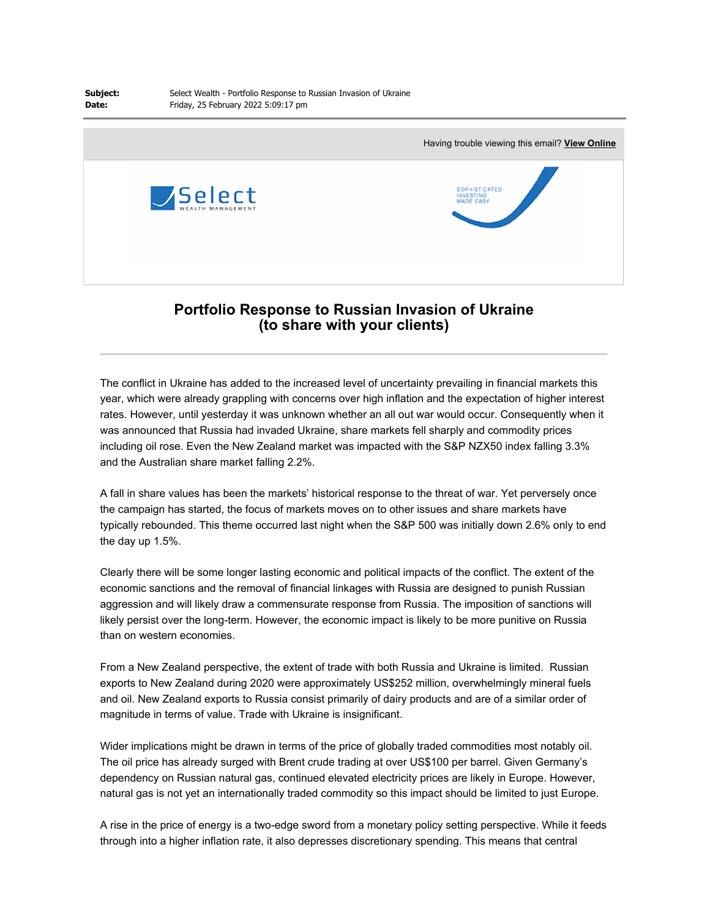**Subject:** Select Wealth - Portfolio Response to Russian Invasion of Ukraine
**Date:** Friday, 25 February 2022 5:09:17 pm

Having trouble viewing this email? **View Online**

Select WEALTH MANAGEMENT

SOPHISTICATED INVESTING MADE EASY

# Portfolio Response to Russian Invasion of Ukraine (to share with your clients)

The conflict in Ukraine has added to the increased level of uncertainty prevailing in financial markets this year, which were already grappling with concerns over high inflation and the expectation of higher interest rates. However, until yesterday it was unknown whether an all out war would occur. Consequently when it was announced that Russia had invaded Ukraine, share markets fell sharply and commodity prices including oil rose. Even the New Zealand market was impacted with the S&P NZX50 index falling 3.3% and the Australian share market falling 2.2%.

A fall in share values has been the markets' historical response to the threat of war. Yet perversely once the campaign has started, the focus of markets moves on to other issues and share markets have typically rebounded. This theme occurred last night when the S&P 500 was initially down 2.6% only to end the day up 1.5%.

Clearly there will be some longer lasting economic and political impacts of the conflict. The extent of the economic sanctions and the removal of financial linkages with Russia are designed to punish Russian aggression and will likely draw a commensurate response from Russia. The imposition of sanctions will likely persist over the long-term. However, the economic impact is likely to be more punitive on Russia than on western economies.

From a New Zealand perspective, the extent of trade with both Russia and Ukraine is limited. Russian exports to New Zealand during 2020 were approximately US$252 million, overwhelmingly mineral fuels and oil. New Zealand exports to Russia consist primarily of dairy products and are of a similar order of magnitude in terms of value. Trade with Ukraine is insignificant.

Wider implications might be drawn in terms of the price of globally traded commodities most notably oil. The oil price has already surged with Brent crude trading at over US$100 per barrel. Given Germany's dependency on Russian natural gas, continued elevated electricity prices are likely in Europe. However, natural gas is not yet an internationally traded commodity so this impact should be limited to just Europe.

A rise in the price of energy is a two-edge sword from a monetary policy setting perspective. While it feeds through into a higher inflation rate, it also depresses discretionary spending. This means that central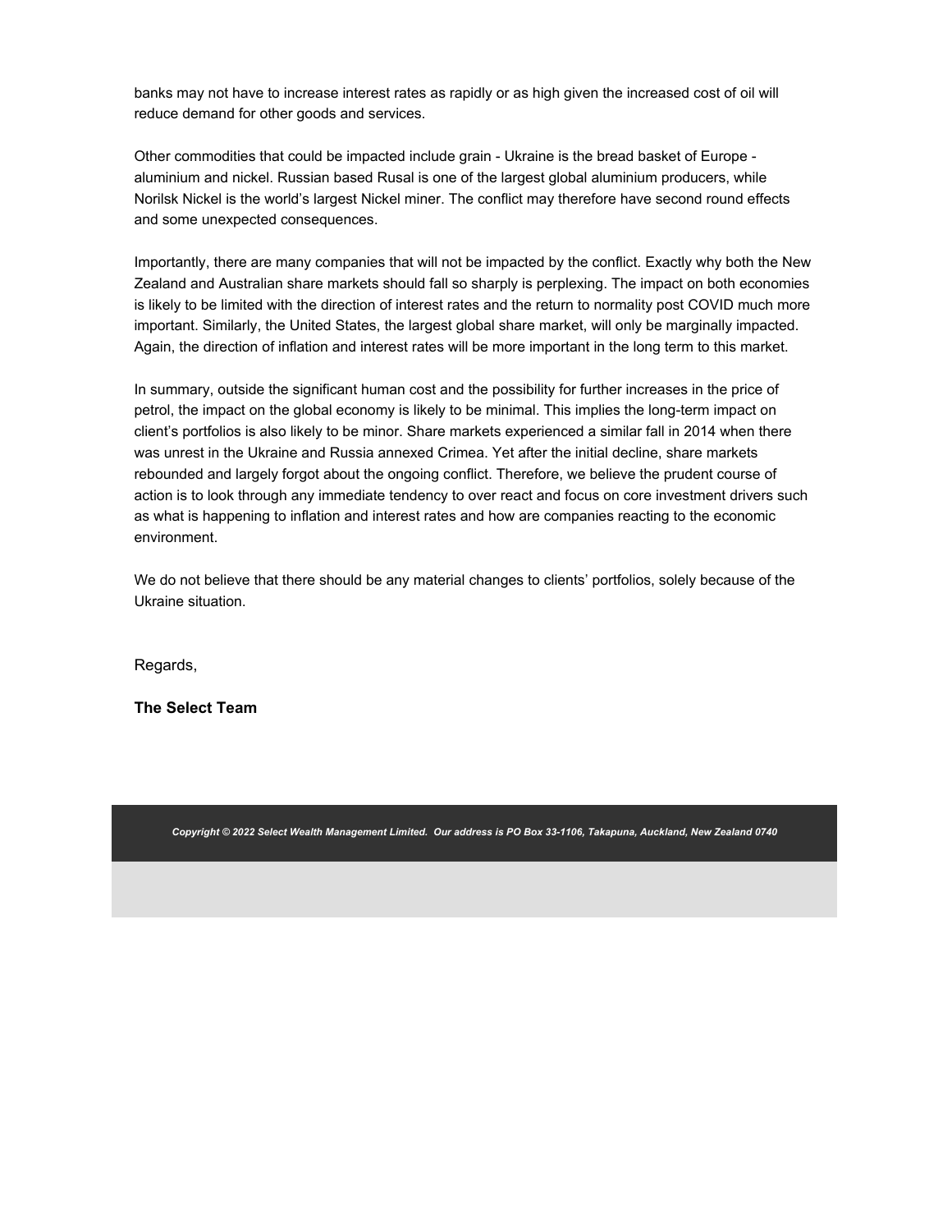banks may not have to increase interest rates as rapidly or as high given the increased cost of oil will reduce demand for other goods and services.

Other commodities that could be impacted include grain - Ukraine is the bread basket of Europe - aluminium and nickel. Russian based Rusal is one of the largest global aluminium producers, while Norilsk Nickel is the world's largest Nickel miner. The conflict may therefore have second round effects and some unexpected consequences.

Importantly, there are many companies that will not be impacted by the conflict. Exactly why both the New Zealand and Australian share markets should fall so sharply is perplexing. The impact on both economies is likely to be limited with the direction of interest rates and the return to normality post COVID much more important. Similarly, the United States, the largest global share market, will only be marginally impacted. Again, the direction of inflation and interest rates will be more important in the long term to this market.

In summary, outside the significant human cost and the possibility for further increases in the price of petrol, the impact on the global economy is likely to be minimal. This implies the long-term impact on client's portfolios is also likely to be minor. Share markets experienced a similar fall in 2014 when there was unrest in the Ukraine and Russia annexed Crimea. Yet after the initial decline, share markets rebounded and largely forgot about the ongoing conflict. Therefore, we believe the prudent course of action is to look through any immediate tendency to over react and focus on core investment drivers such as what is happening to inflation and interest rates and how are companies reacting to the economic environment.

We do not believe that there should be any material changes to clients' portfolios, solely because of the Ukraine situation.

Regards,

**The Select Team**

***Copyright © 2022 Select Wealth Management Limited. Our address is PO Box 33-1106, Takapuna, Auckland, New Zealand 0740***